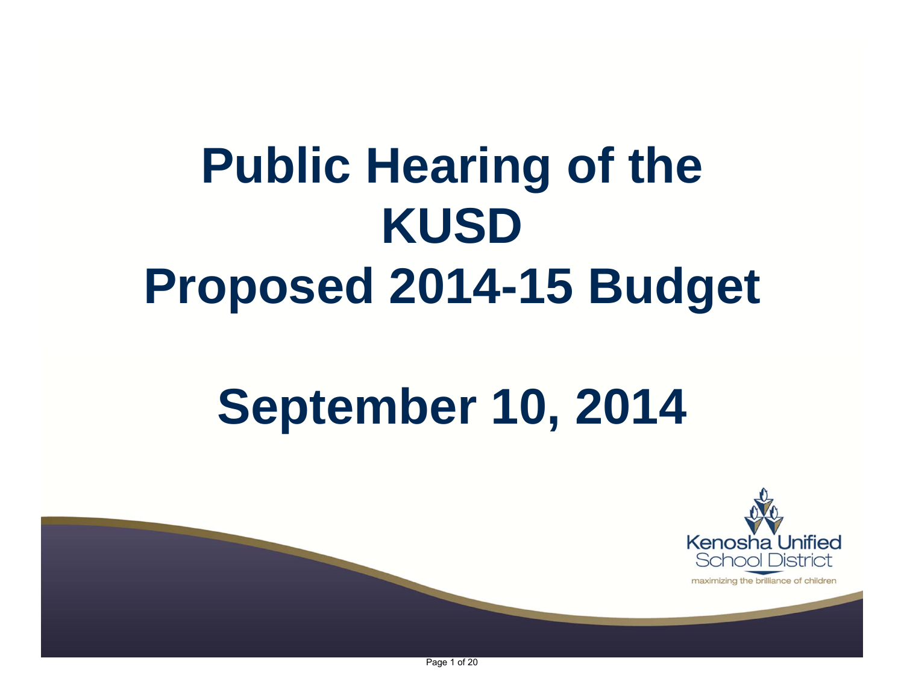# Public Hearing of the KUSD Proposed 2014-15 Budget

## September 10, 2014

Kenosha Unified School District

maximizing the brilliance of children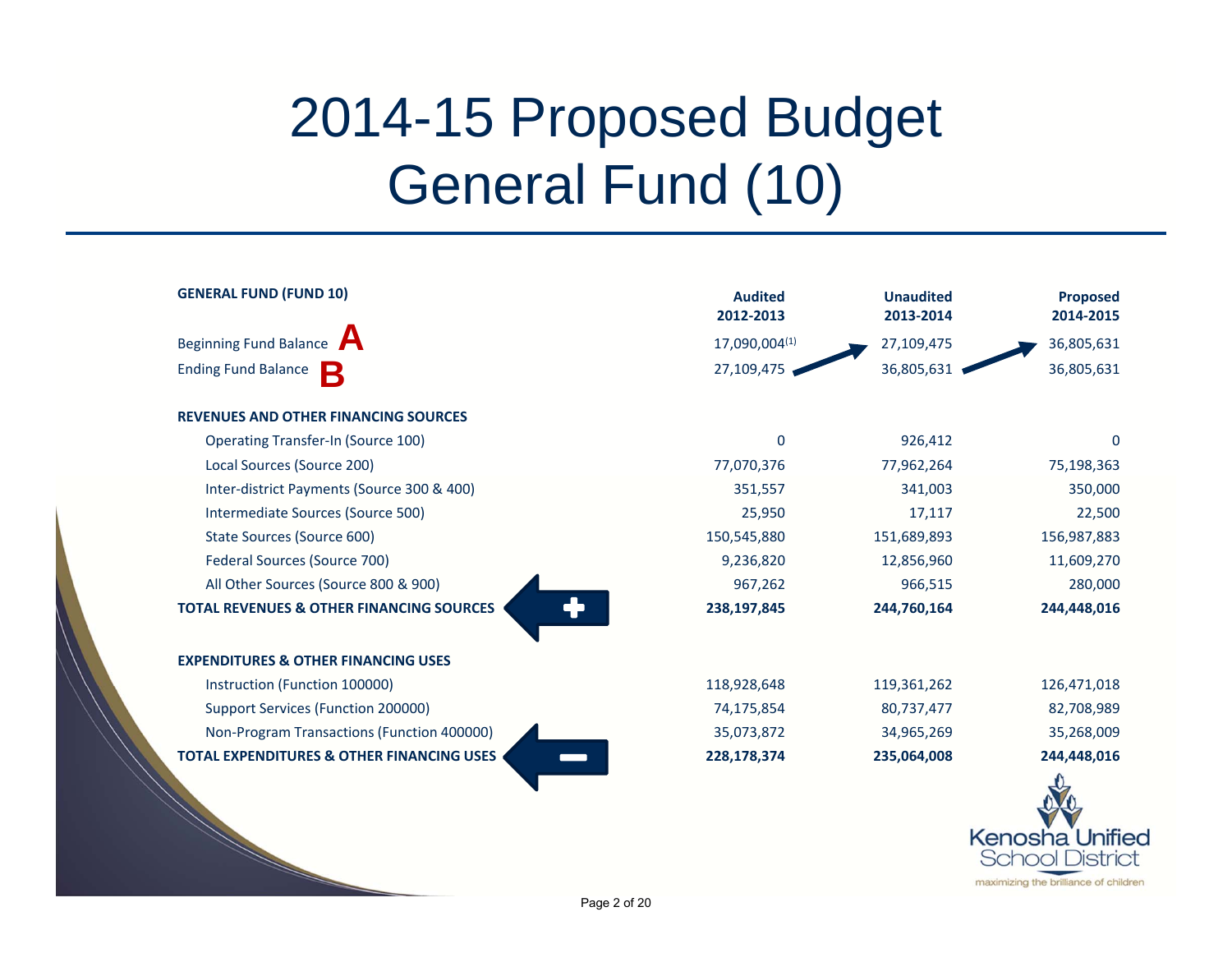# 2014-15 Proposed Budget
# General Fund (10)

| GENERAL FUND (FUND 10) | Audited 2012-2013 | Unaudited 2013-2014 | Proposed 2014-2015 |
|---|---|---|---|
| Beginning Fund Balance **A** | 17,090,004[1] | 27,109,475 | 36,805,631 |
| Ending Fund Balance **B** | 27,109,475 | 36,805,631 | 36,805,631 |
| **REVENUES AND OTHER FINANCING SOURCES** | | | |
| Operating Transfer-In (Source 100) | 0 | 926,412 | 0 |
| Local Sources (Source 200) | 77,070,376 | 77,962,264 | 75,198,363 |
| Inter-district Payments (Source 300 & 400) | 351,557 | 341,003 | 350,000 |
| Intermediate Sources (Source 500) | 25,950 | 17,117 | 22,500 |
| State Sources (Source 600) | 150,545,880 | 151,689,893 | 156,987,883 |
| Federal Sources (Source 700) | 9,236,820 | 12,856,960 | 11,609,270 |
| All Other Sources (Source 800 & 900) | 967,262 | 966,515 | 280,000 |
| **TOTAL REVENUES & OTHER FINANCING SOURCES** (+) | **238,197,845** | **244,760,164** | **244,448,016** |
| **EXPENDITURES & OTHER FINANCING USES** | | | |
| Instruction (Function 100000) | 118,928,648 | 119,361,262 | 126,471,018 |
| Support Services (Function 200000) | 74,175,854 | 80,737,477 | 82,708,989 |
| Non-Program Transactions (Function 400000) | 35,073,872 | 34,965,269 | 35,268,009 |
| **TOTAL EXPENDITURES & OTHER FINANCING USES** (−) | **228,178,374** | **235,064,008** | **244,448,016** |

Kenosha Unified School District
maximizing the brilliance of children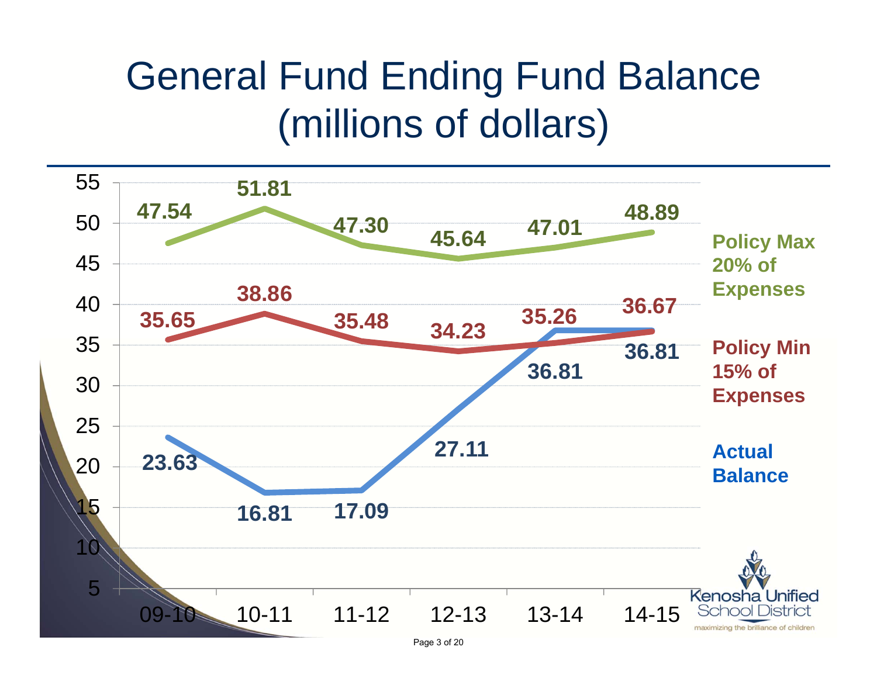# General Fund Ending Fund Balance (millions of dollars)

| | 09-10 | 10-11 | 11-12 | 12-13 | 13-14 | 14-15 |
|---|---|---|---|---|---|---|
| Policy Max 20% of Expenses | 47.54 | 51.81 | 47.30 | 45.64 | 47.01 | 48.89 |
| Policy Min 15% of Expenses | 35.65 | 38.86 | 35.48 | 34.23 | 35.26 | 36.67 |
| Actual Balance | 23.63 | 16.81 | 17.09 | 27.11 | 36.81 | 36.81 |

Kenosha Unified School District

maximizing the brilliance of children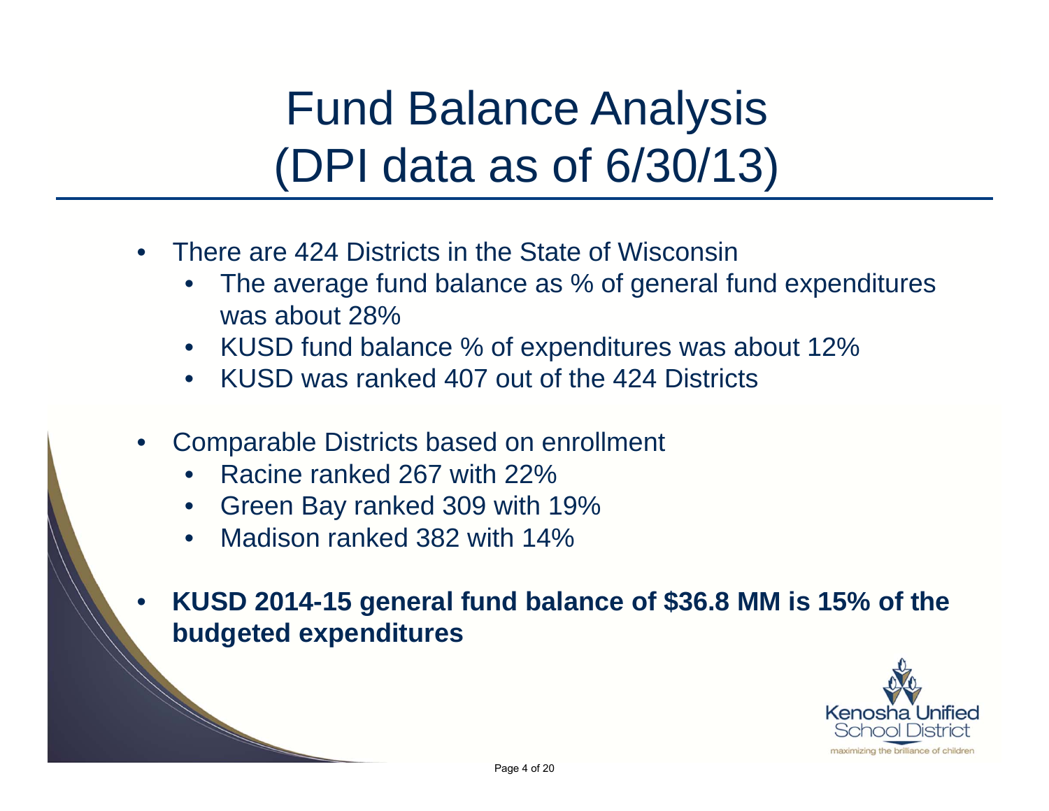# Fund Balance Analysis (DPI data as of 6/30/13)

- There are 424 Districts in the State of Wisconsin
  - The average fund balance as % of general fund expenditures was about 28%
  - KUSD fund balance % of expenditures was about 12%
  - KUSD was ranked 407 out of the 424 Districts
- Comparable Districts based on enrollment
  - Racine ranked 267 with 22%
  - Green Bay ranked 309 with 19%
  - Madison ranked 382 with 14%
- **KUSD 2014-15 general fund balance of $36.8 MM is 15% of the budgeted expenditures**

Kenosha Unified School District

maximizing the brilliance of children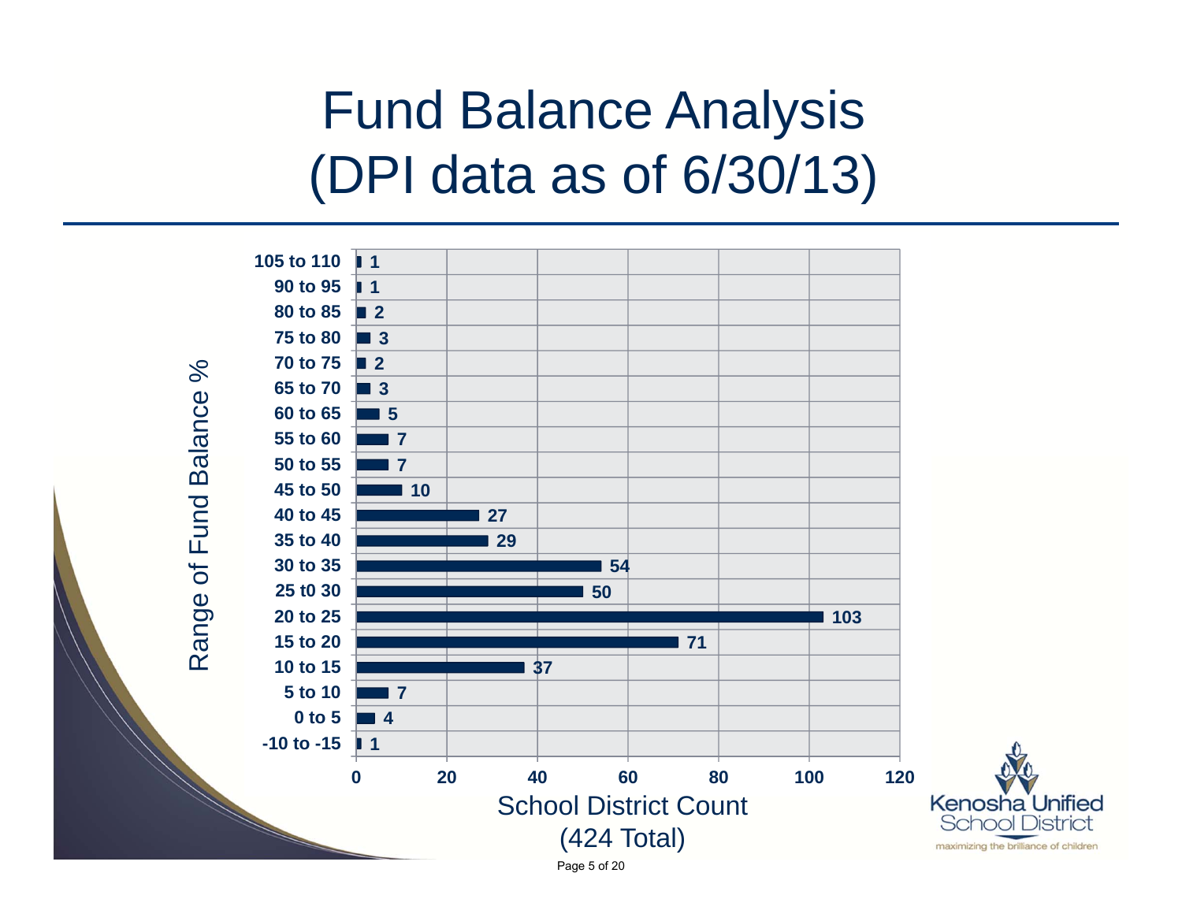# Fund Balance Analysis (DPI data as of 6/30/13)

| Range of Fund Balance % | School District Count |
| --- | --- |
| 105 to 110 | 1 |
| 90 to 95 | 1 |
| 80 to 85 | 2 |
| 75 to 80 | 3 |
| 70 to 75 | 2 |
| 65 to 70 | 3 |
| 60 to 65 | 5 |
| 55 to 60 | 7 |
| 50 to 55 | 7 |
| 45 to 50 | 10 |
| 40 to 45 | 27 |
| 35 to 40 | 29 |
| 30 to 35 | 54 |
| 25 t0 30 | 50 |
| 20 to 25 | 103 |
| 15 to 20 | 71 |
| 10 to 15 | 37 |
| 5 to 10 | 7 |
| 0 to 5 | 4 |
| -10 to -15 | 1 |

School District Count (424 Total)

Kenosha Unified School District
maximizing the brilliance of children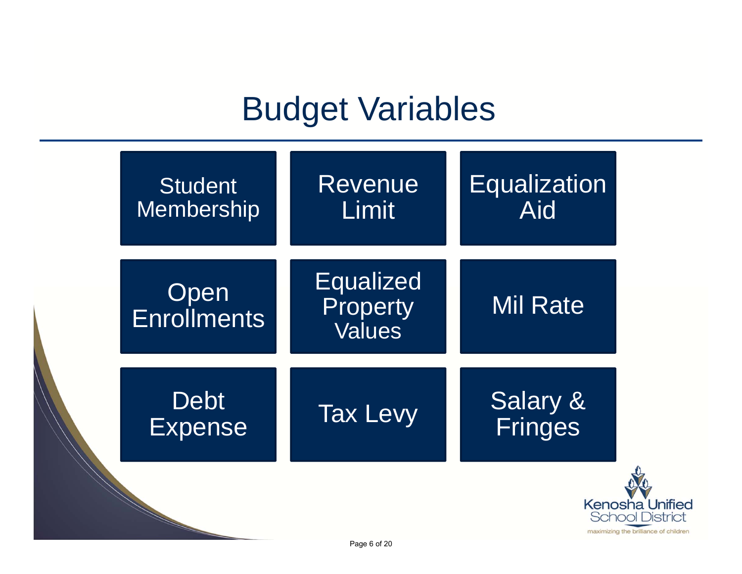# Budget Variables

| | | |
|---|---|---|
| Student Membership | Revenue Limit | Equalization Aid |
| Open Enrollments | Equalized Property Values | Mil Rate |
| Debt Expense | Tax Levy | Salary & Fringes |

Kenosha Unified School District

maximizing the brilliance of children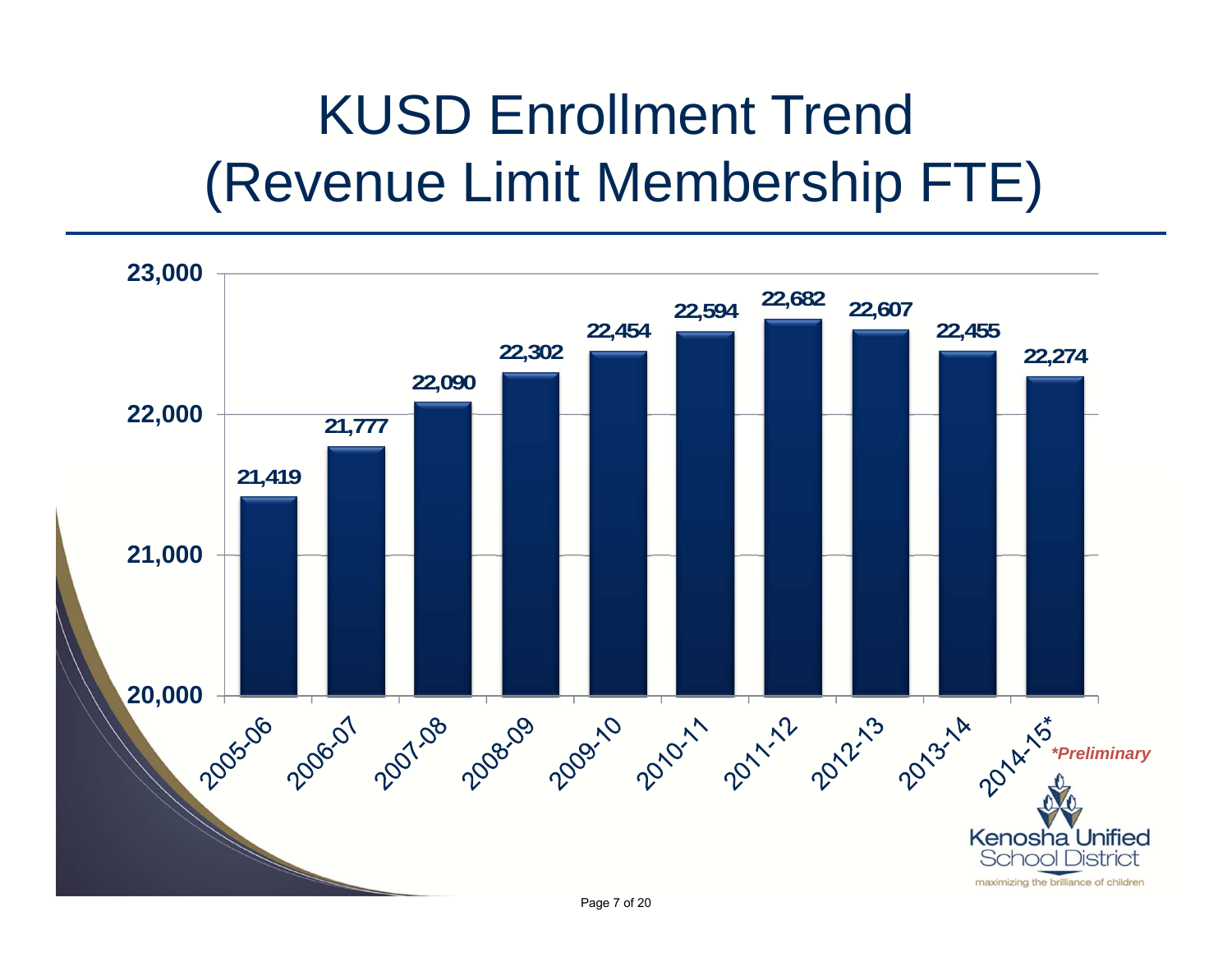# KUSD Enrollment Trend (Revenue Limit Membership FTE)

| Year | Enrollment |
|---|---|
| 2005-06 | 21,419 |
| 2006-07 | 21,777 |
| 2007-08 | 22,090 |
| 2008-09 | 22,302 |
| 2009-10 | 22,454 |
| 2010-11 | 22,594 |
| 2011-12 | 22,682 |
| 2012-13 | 22,607 |
| 2013-14 | 22,455 |
| 2014-15* | 22,274 |

****Preliminary***

Kenosha Unified School District

maximizing the brilliance of children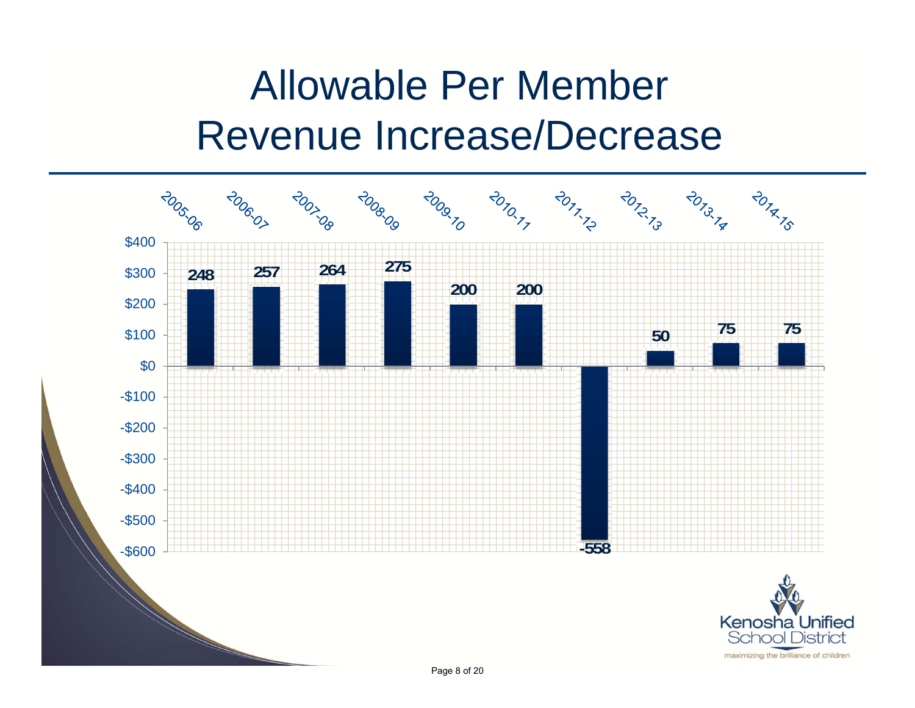# Allowable Per Member Revenue Increase/Decrease

| Year | Increase/Decrease |
| --- | --- |
| 2005-06 | 248 |
| 2006-07 | 257 |
| 2007-08 | 264 |
| 2008-09 | 275 |
| 2009-10 | 200 |
| 2010-11 | 200 |
| 2011-12 | -558 |
| 2012-13 | 50 |
| 2013-14 | 75 |
| 2014-15 | 75 |

Kenosha Unified School District

maximizing the brilliance of children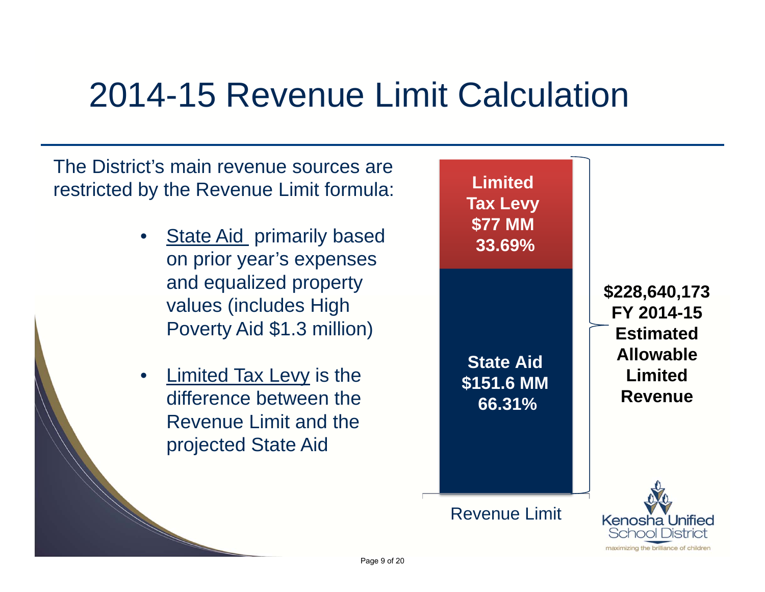# 2014-15 Revenue Limit Calculation

The District's main revenue sources are restricted by the Revenue Limit formula:

- State Aid primarily based on prior year's expenses and equalized property values (includes High Poverty Aid $1.3 million)
- Limited Tax Levy is the difference between the Revenue Limit and the projected State Aid

**Limited Tax Levy $77 MM 33.69%**

**State Aid $151.6 MM 66.31%**

Revenue Limit

**$228,640,173 FY 2014-15 Estimated Allowable Limited Revenue**

Kenosha Unified School District

maximizing the brilliance of children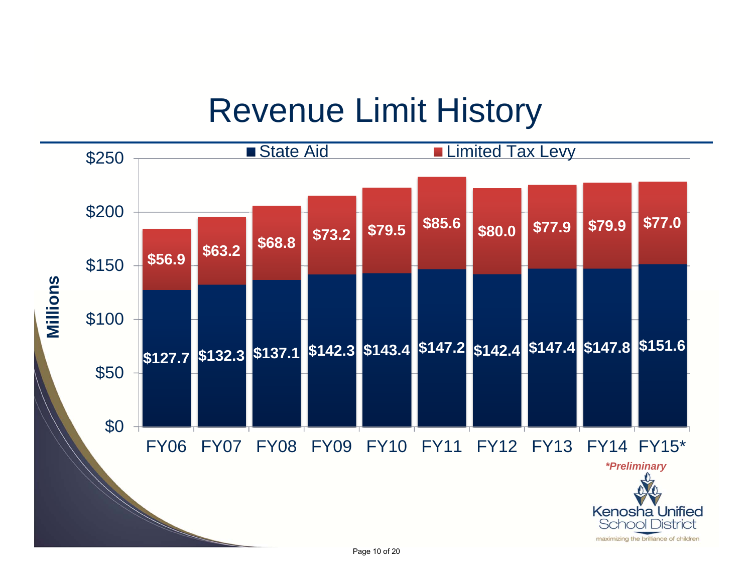# Revenue Limit History

Millions

| | FY06 | FY07 | FY08 | FY09 | FY10 | FY11 | FY12 | FY13 | FY14 | FY15* |
|---|---|---|---|---|---|---|---|---|---|---|
| Limited Tax Levy | $56.9 | $63.2 | $68.8 | $73.2 | $79.5 | $85.6 | $80.0 | $77.9 | $79.9 | $77.0 |
| State Aid | $127.7 | $132.3 | $137.1 | $142.3 | $143.4 | $147.2 | $142.4 | $147.4 | $147.8 | $151.6 |

*\*Preliminary*

Kenosha Unified School District

maximizing the brilliance of children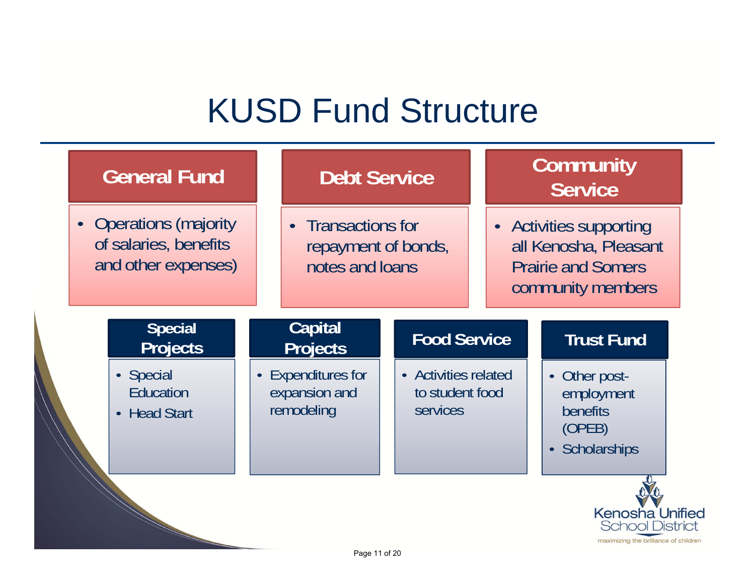# KUSD Fund Structure

## General Fund

- Operations (majority of salaries, benefits and other expenses)

## Debt Service

- Transactions for repayment of bonds, notes and loans

## Community Service

- Activities supporting all Kenosha, Pleasant Prairie and Somers community members

### Special Projects

- Special Education
- Head Start

### Capital Projects

- Expenditures for expansion and remodeling

### Food Service

- Activities related to student food services

### Trust Fund

- Other post-employment benefits (OPEB)
- Scholarships

Kenosha Unified School District
maximizing the brilliance of children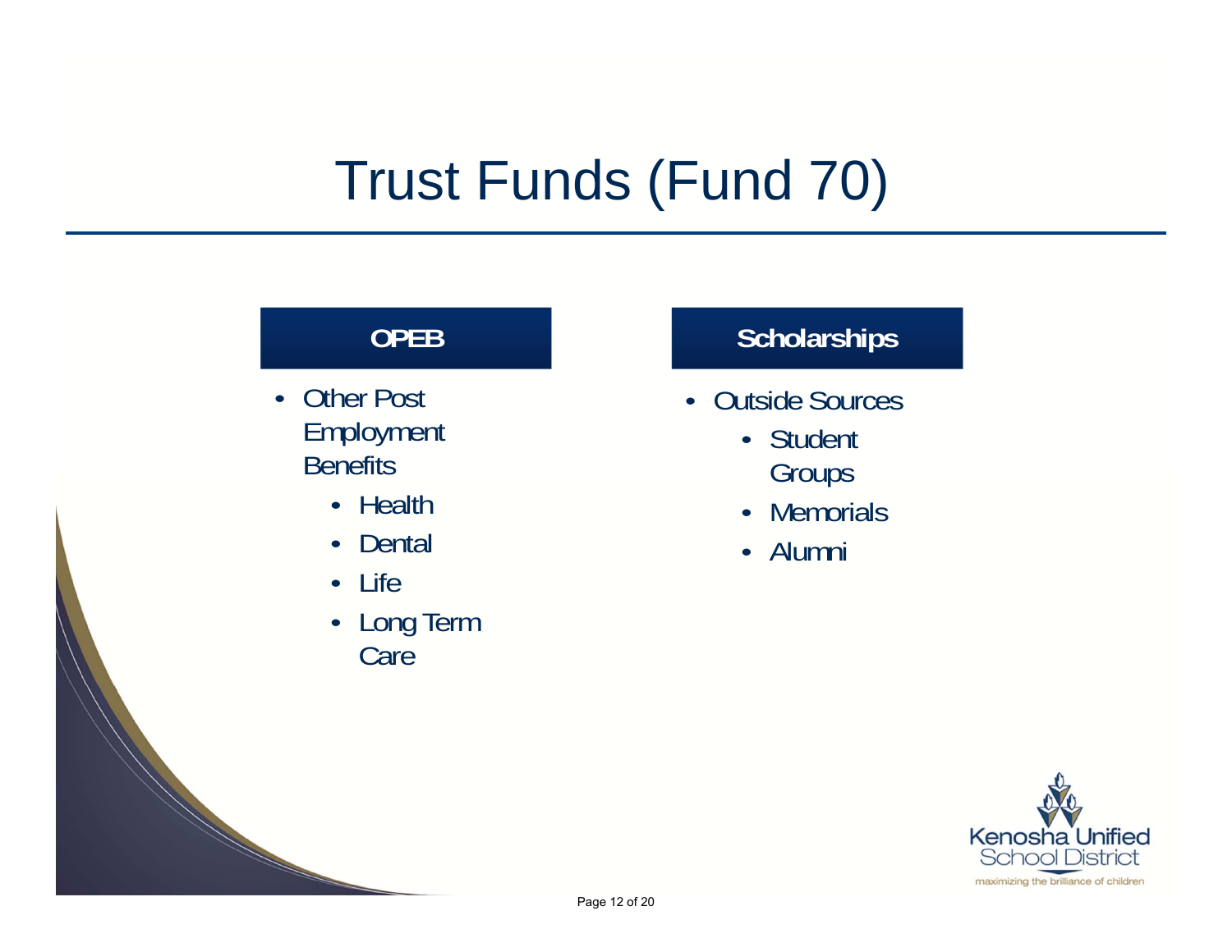# Trust Funds (Fund 70)

## OPEB

- Other Post Employment Benefits
  - Health
  - Dental
  - Life
  - Long Term Care

## Scholarships

- Outside Sources
  - Student Groups
  - Memorials
  - Alumni

Kenosha Unified School District
maximizing the brilliance of children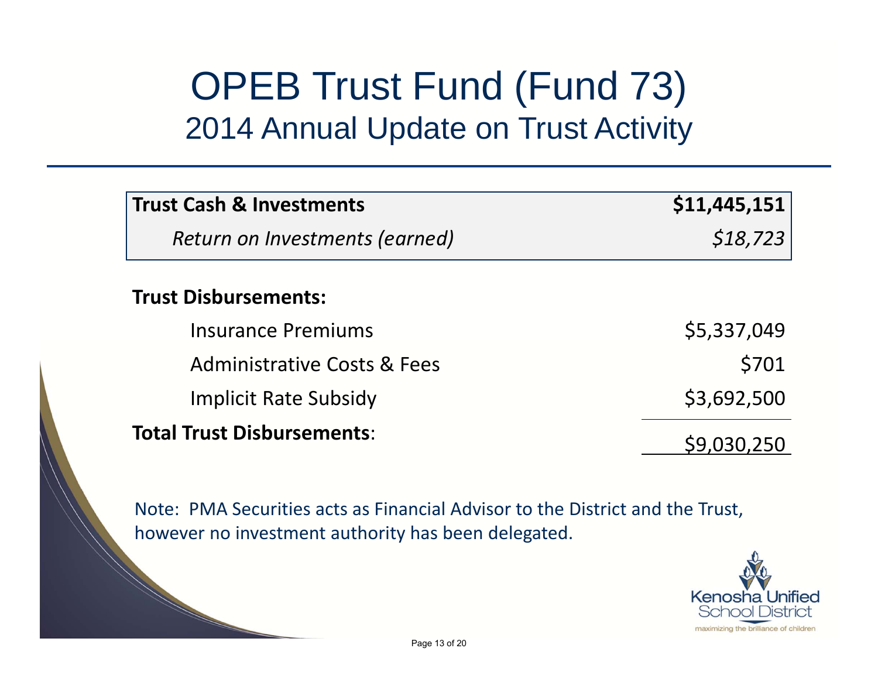# OPEB Trust Fund (Fund 73)

## 2014 Annual Update on Trust Activity

| **Trust Cash & Investments** | **$11,445,151** |
|---|---|
| *Return on Investments (earned)* | *$18,723* |

| | |
|---|---|
| **Trust Disbursements:** | |
| Insurance Premiums | $5,337,049 |
| Administrative Costs & Fees | $701 |
| Implicit Rate Subsidy | $3,692,500 |
| **Total Trust Disbursements**: | $9,030,250 |

Note: PMA Securities acts as Financial Advisor to the District and the Trust, however no investment authority has been delegated.

Kenosha Unified School District
maximizing the brilliance of children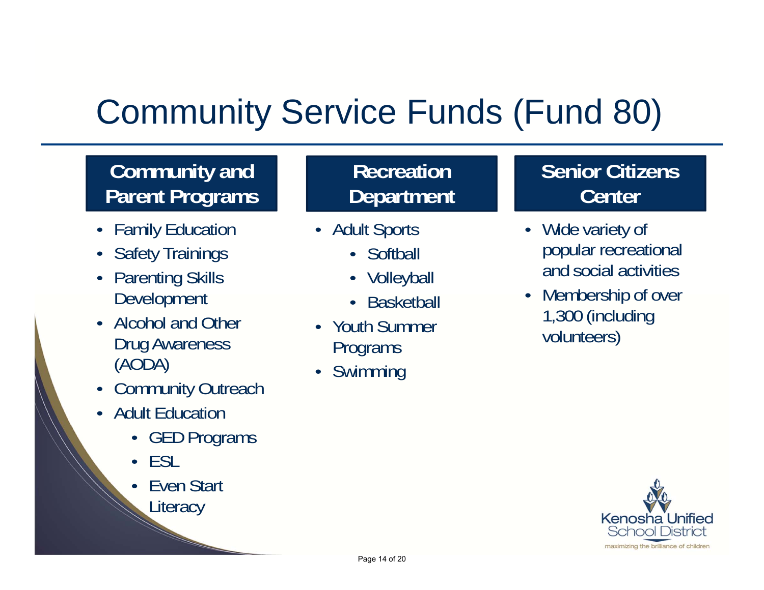# Community Service Funds (Fund 80)

## Community and Parent Programs

- Family Education
- Safety Trainings
- Parenting Skills Development
- Alcohol and Other Drug Awareness (AODA)
- Community Outreach
- Adult Education
  - GED Programs
  - ESL
  - Even Start Literacy

## Recreation Department

- Adult Sports
  - Softball
  - Volleyball
  - Basketball
- Youth Summer Programs
- Swimming

## Senior Citizens Center

- Wide variety of popular recreational and social activities
- Membership of over 1,300 (including volunteers)

Kenosha Unified School District

maximizing the brilliance of children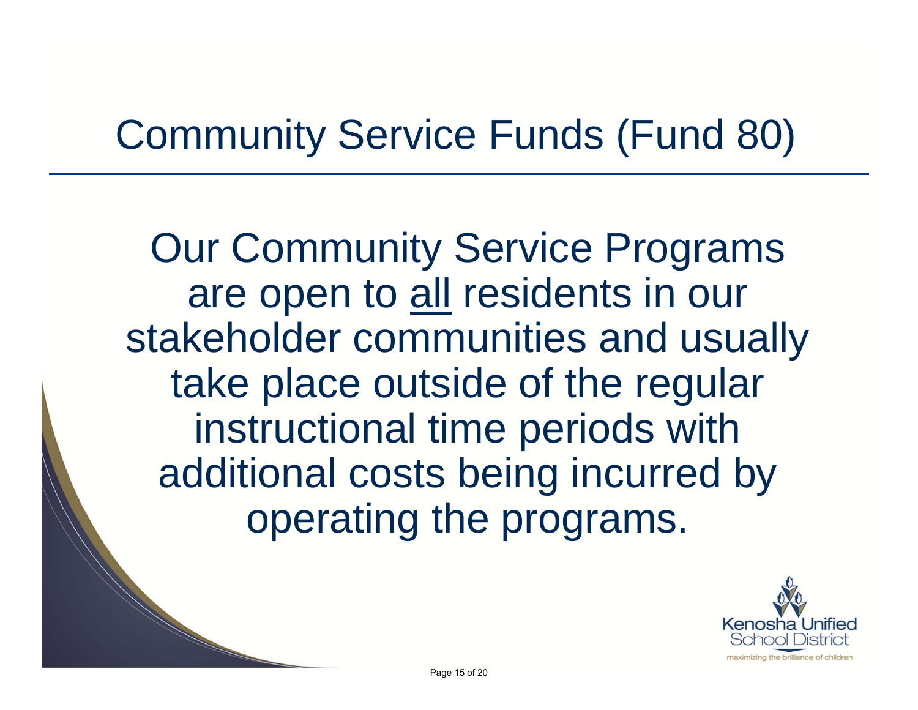# Community Service Funds (Fund 80)

Our Community Service Programs are open to <u>all</u> residents in our stakeholder communities and usually take place outside of the regular instructional time periods with additional costs being incurred by operating the programs.

Kenosha Unified School District

maximizing the brilliance of children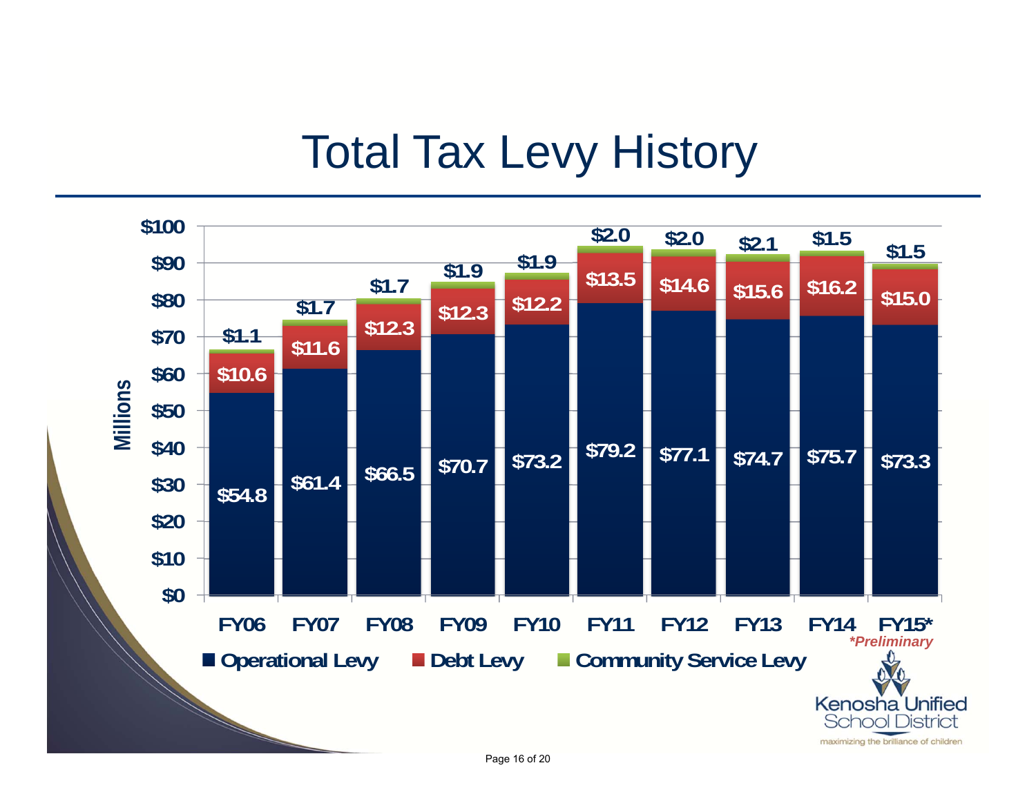# Total Tax Levy History

| Fiscal Year | Operational Levy | Debt Levy | Community Service Levy |
|---|---|---|---|
| FY06 | $54.8 | $10.6 | $1.1 |
| FY07 | $61.4 | $11.6 | $1.7 |
| FY08 | $66.5 | $12.3 | $1.7 |
| FY09 | $70.7 | $12.3 | $1.9 |
| FY10 | $73.2 | $12.2 | $1.9 |
| FY11 | $79.2 | $13.5 | $2.0 |
| FY12 | $77.1 | $14.6 | $2.0 |
| FY13 | $74.7 | $15.6 | $2.1 |
| FY14 | $75.7 | $16.2 | $1.5 |
| FY15* | $73.3 | $15.0 | $1.5 |

Millions

*Preliminary

Kenosha Unified School District
maximizing the brilliance of children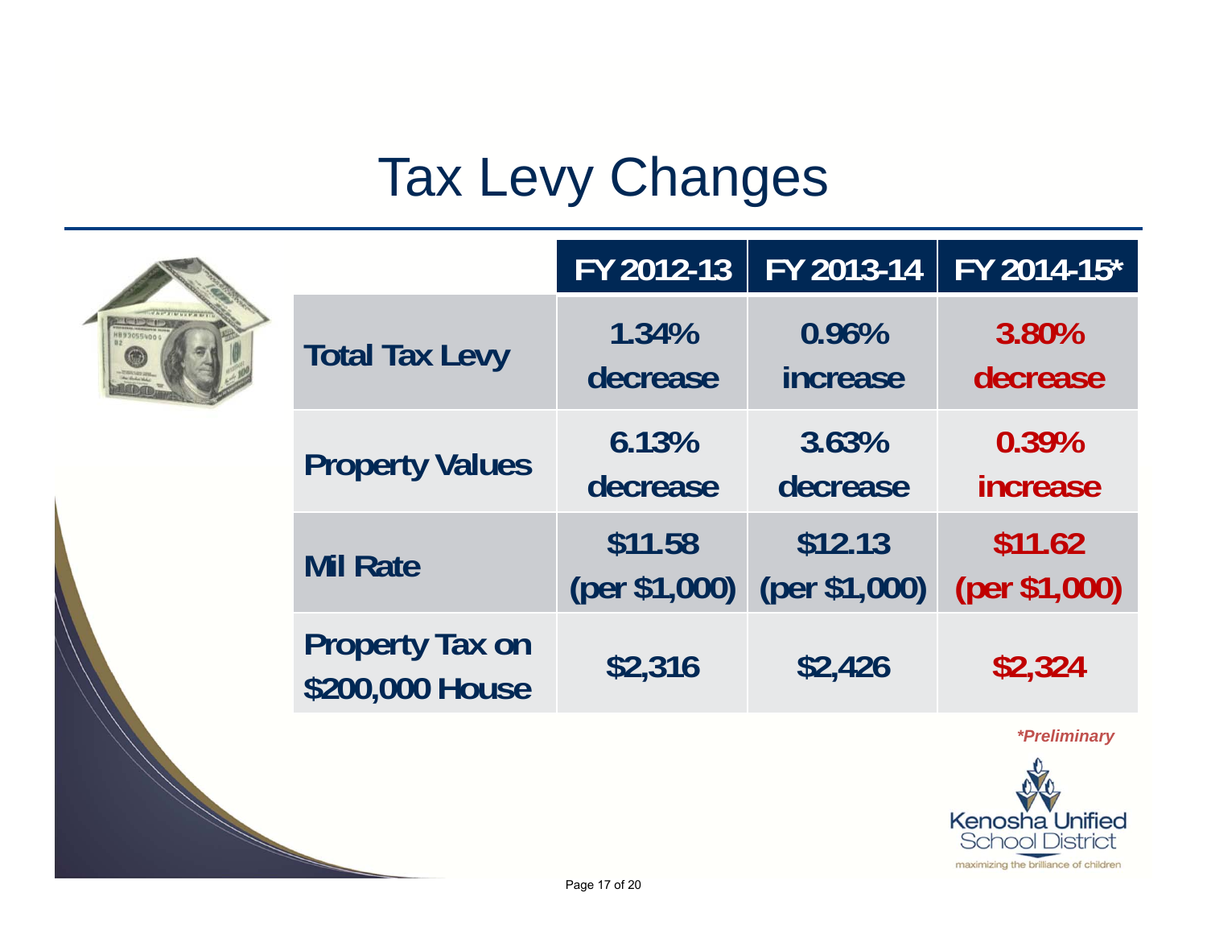# Tax Levy Changes

| | FY 2012-13 | FY 2013-14 | FY 2014-15* |
|---|---|---|---|
| **Total Tax Levy** | 1.34% decrease | 0.96% increase | 3.80% decrease |
| **Property Values** | 6.13% decrease | 3.63% decrease | 0.39% increase |
| **Mil Rate** | $11.58 (per $1,000) | $12.13 (per $1,000) | $11.62 (per $1,000) |
| **Property Tax on $200,000 House** | $2,316 | $2,426 | $2,324 |

*\*Preliminary*

Kenosha Unified School District

maximizing the brilliance of children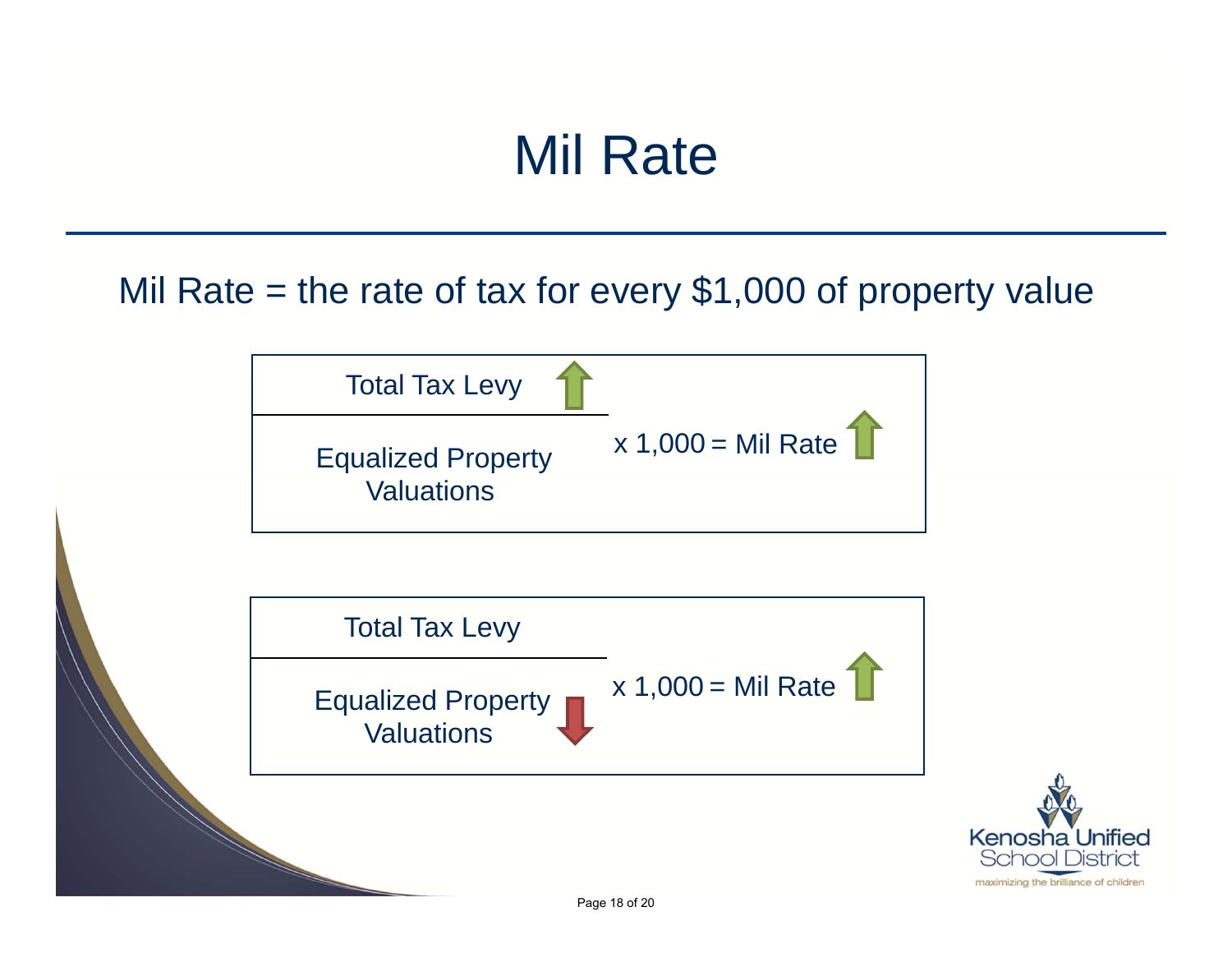# Mil Rate

Mil Rate = the rate of tax for every $1,000 of property value

$$\frac{\text{Total Tax Levy} \uparrow}{\text{Equalized Property Valuations}} \times 1{,}000 = \text{Mil Rate} \uparrow$$

$$\frac{\text{Total Tax Levy}}{\text{Equalized Property Valuations} \downarrow} \times 1{,}000 = \text{Mil Rate} \uparrow$$

Kenosha Unified School District

maximizing the brilliance of children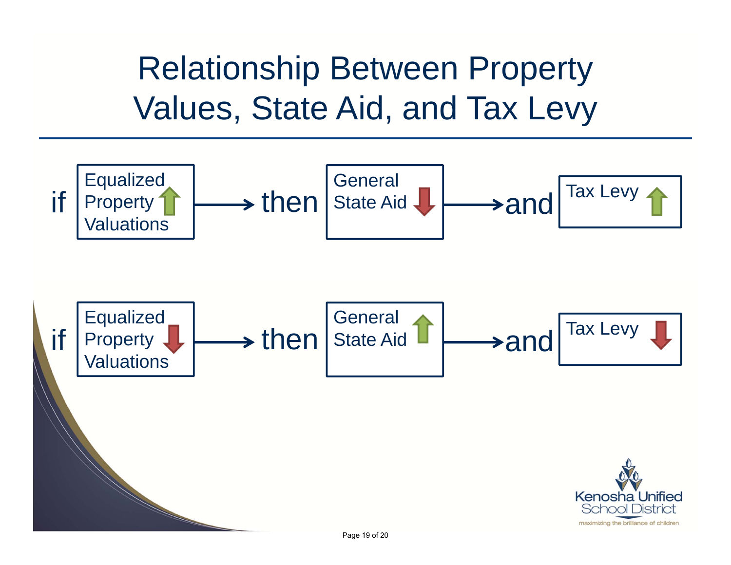# Relationship Between Property Values, State Aid, and Tax Levy

if **Equalized Property Valuations ↑** → then **General State Aid ↓** → and **Tax Levy ↑**

if **Equalized Property Valuations ↓** → then **General State Aid ↑** → and **Tax Levy ↓**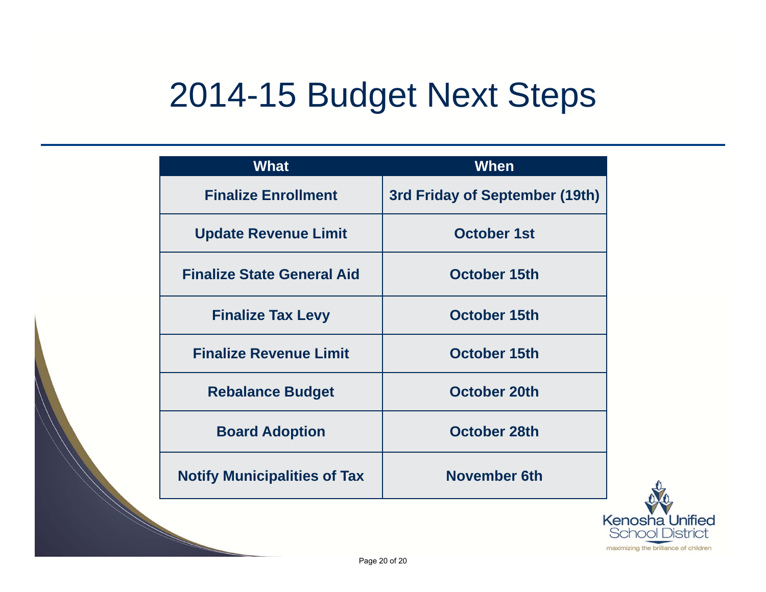# 2014-15 Budget Next Steps

| What | When |
|---|---|
| Finalize Enrollment | 3rd Friday of September (19th) |
| Update Revenue Limit | October 1st |
| Finalize State General Aid | October 15th |
| Finalize Tax Levy | October 15th |
| Finalize Revenue Limit | October 15th |
| Rebalance Budget | October 20th |
| Board Adoption | October 28th |
| Notify Municipalities of Tax | November 6th |

Kenosha Unified School District

maximizing the brilliance of children